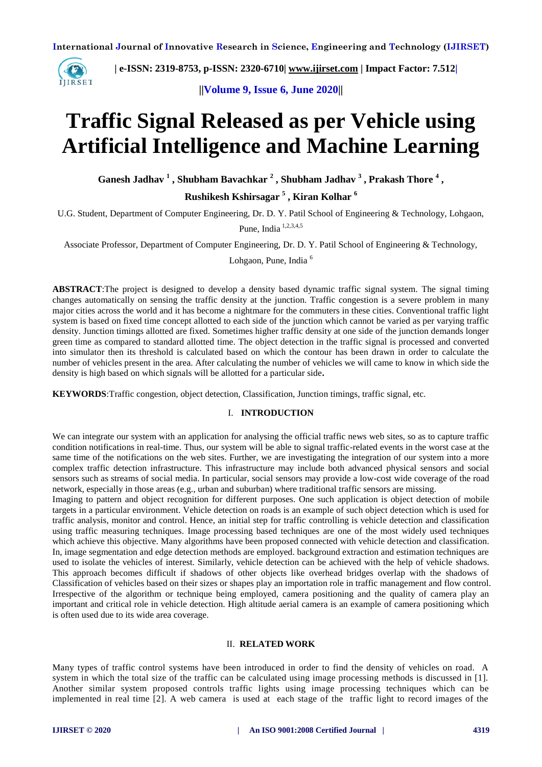# Traffic Signal Released as per Vehicle using Artificial Intelligence and Machine Learning

**Ganesh Jadhav [1] , Shubham Bavachkar [2] , Shubham Jadhav [3] , Prakash Thore [4] , Rushikesh Kshirsagar [5] , Kiran Kolhar [6]**

U.G. Student, Department of Computer Engineering, Dr. D. Y. Patil School of Engineering & Technology, Lohgaon, Pune, India [1,2,3,4,5]

Associate Professor, Department of Computer Engineering, Dr. D. Y. Patil School of Engineering & Technology, Lohgaon, Pune, India [6]

**ABSTRACT**:The project is designed to develop a density based dynamic traffic signal system. The signal timing changes automatically on sensing the traffic density at the junction. Traffic congestion is a severe problem in many major cities across the world and it has become a nightmare for the commuters in these cities. Conventional traffic light system is based on fixed time concept allotted to each side of the junction which cannot be varied as per varying traffic density. Junction timings allotted are fixed. Sometimes higher traffic density at one side of the junction demands longer green time as compared to standard allotted time. The object detection in the traffic signal is processed and converted into simulator then its threshold is calculated based on which the contour has been drawn in order to calculate the number of vehicles present in the area. After calculating the number of vehicles we will came to know in which side the density is high based on which signals will be allotted for a particular side**.**

**KEYWORDS**:Traffic congestion, object detection, Classification, Junction timings, traffic signal, etc.

## I. INTRODUCTION

We can integrate our system with an application for analysing the official traffic news web sites, so as to capture traffic condition notifications in real-time. Thus, our system will be able to signal traffic-related events in the worst case at the same time of the notifications on the web sites. Further, we are investigating the integration of our system into a more complex traffic detection infrastructure. This infrastructure may include both advanced physical sensors and social sensors such as streams of social media. In particular, social sensors may provide a low-cost wide coverage of the road network, especially in those areas (e.g., urban and suburban) where traditional traffic sensors are missing.
Imaging to pattern and object recognition for different purposes. One such application is object detection of mobile targets in a particular environment. Vehicle detection on roads is an example of such object detection which is used for traffic analysis, monitor and control. Hence, an initial step for traffic controlling is vehicle detection and classification using traffic measuring techniques. Image processing based techniques are one of the most widely used techniques which achieve this objective. Many algorithms have been proposed connected with vehicle detection and classification. In, image segmentation and edge detection methods are employed. background extraction and estimation techniques are used to isolate the vehicles of interest. Similarly, vehicle detection can be achieved with the help of vehicle shadows. This approach becomes difficult if shadows of other objects like overhead bridges overlap with the shadows of Classification of vehicles based on their sizes or shapes play an importation role in traffic management and flow control. Irrespective of the algorithm or technique being employed, camera positioning and the quality of camera play an important and critical role in vehicle detection. High altitude aerial camera is an example of camera positioning which is often used due to its wide area coverage.

## II. RELATED WORK

Many types of traffic control systems have been introduced in order to find the density of vehicles on road. A system in which the total size of the traffic can be calculated using image processing methods is discussed in [1]. Another similar system proposed controls traffic lights using image processing techniques which can be implemented in real time [2]. A web camera is used at each stage of the traffic light to record images of the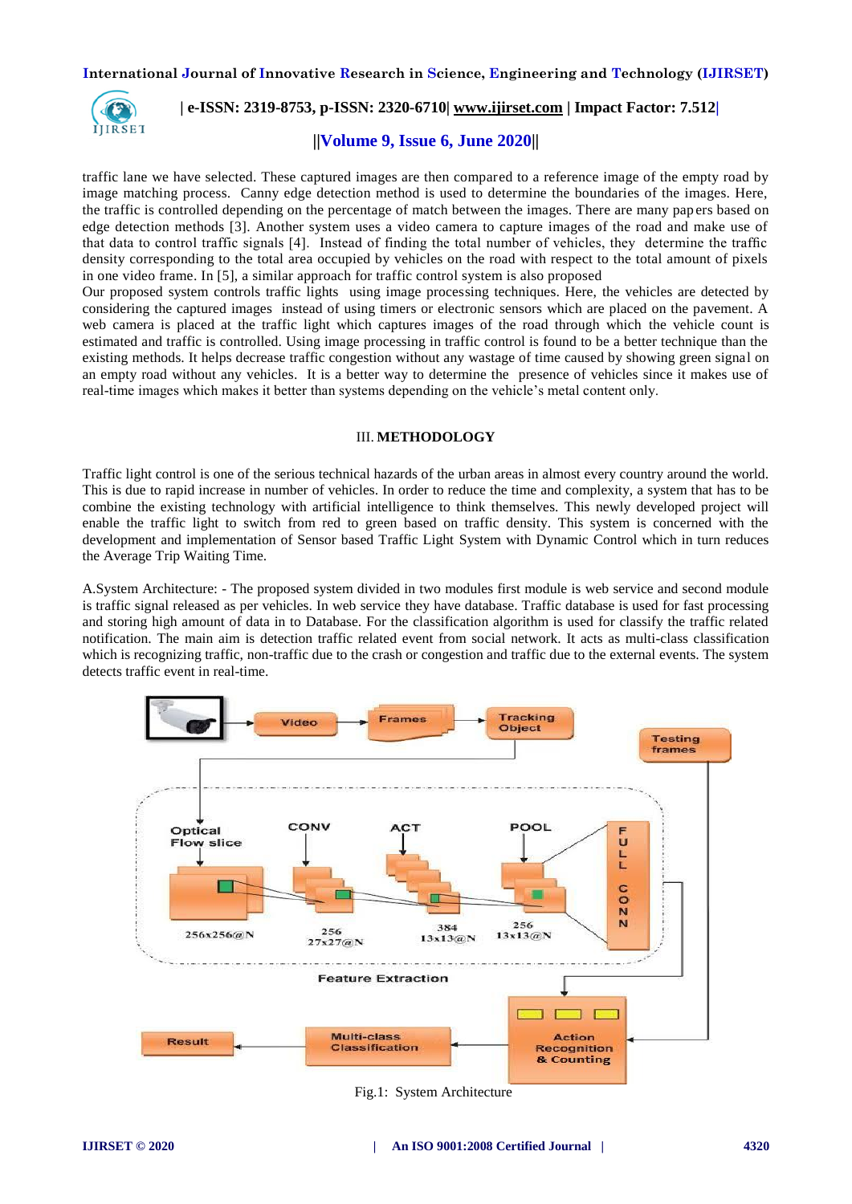traffic lane we have selected. These captured images are then compared to a reference image of the empty road by image matching process. Canny edge detection method is used to determine the boundaries of the images. Here, the traffic is controlled depending on the percentage of match between the images. There are many papers based on edge detection methods [3]. Another system uses a video camera to capture images of the road and make use of that data to control traffic signals [4]. Instead of finding the total number of vehicles, they determine the traffic density corresponding to the total area occupied by vehicles on the road with respect to the total amount of pixels in one video frame. In [5], a similar approach for traffic control system is also proposed

Our proposed system controls traffic lights using image processing techniques. Here, the vehicles are detected by considering the captured images instead of using timers or electronic sensors which are placed on the pavement. A web camera is placed at the traffic light which captures images of the road through which the vehicle count is estimated and traffic is controlled. Using image processing in traffic control is found to be a better technique than the existing methods. It helps decrease traffic congestion without any wastage of time caused by showing green signal on an empty road without any vehicles. It is a better way to determine the presence of vehicles since it makes use of real-time images which makes it better than systems depending on the vehicle's metal content only.

## III. METHODOLOGY

Traffic light control is one of the serious technical hazards of the urban areas in almost every country around the world. This is due to rapid increase in number of vehicles. In order to reduce the time and complexity, a system that has to be combine the existing technology with artificial intelligence to think themselves. This newly developed project will enable the traffic light to switch from red to green based on traffic density. This system is concerned with the development and implementation of Sensor based Traffic Light System with Dynamic Control which in turn reduces the Average Trip Waiting Time.

A.System Architecture: - The proposed system divided in two modules first module is web service and second module is traffic signal released as per vehicles. In web service they have database. Traffic database is used for fast processing and storing high amount of data in to Database. For the classification algorithm is used for classify the traffic related notification. The main aim is detection traffic related event from social network. It acts as multi-class classification which is recognizing traffic, non-traffic due to the crash or congestion and traffic due to the external events. The system detects traffic event in real-time.

Video
Frames
Tracking Object
Testing frames
Optical Flow slice
CONV
ACT
POOL
FULL CONN
256x256@N
256 27x27@N
384 13x13@N
256 13x13@N
Feature Extraction
Result
Multi-class Classification
Action Recognition & Counting

Fig.1: System Architecture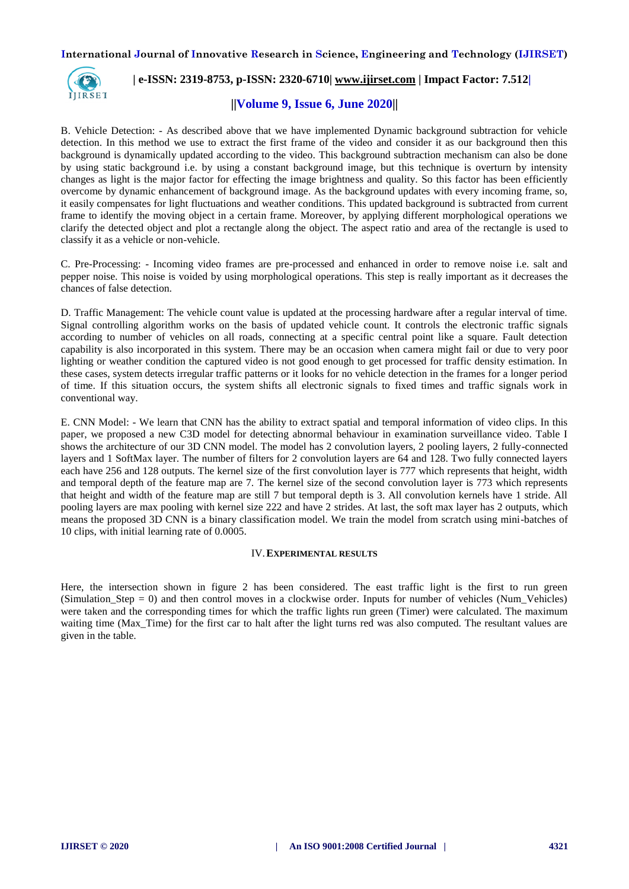B. Vehicle Detection: - As described above that we have implemented Dynamic background subtraction for vehicle detection. In this method we use to extract the first frame of the video and consider it as our background then this background is dynamically updated according to the video. This background subtraction mechanism can also be done by using static background i.e. by using a constant background image, but this technique is overturn by intensity changes as light is the major factor for effecting the image brightness and quality. So this factor has been efficiently overcome by dynamic enhancement of background image. As the background updates with every incoming frame, so, it easily compensates for light fluctuations and weather conditions. This updated background is subtracted from current frame to identify the moving object in a certain frame. Moreover, by applying different morphological operations we clarify the detected object and plot a rectangle along the object. The aspect ratio and area of the rectangle is used to classify it as a vehicle or non-vehicle.

C. Pre-Processing: - Incoming video frames are pre-processed and enhanced in order to remove noise i.e. salt and pepper noise. This noise is voided by using morphological operations. This step is really important as it decreases the chances of false detection.

D. Traffic Management: The vehicle count value is updated at the processing hardware after a regular interval of time. Signal controlling algorithm works on the basis of updated vehicle count. It controls the electronic traffic signals according to number of vehicles on all roads, connecting at a specific central point like a square. Fault detection capability is also incorporated in this system. There may be an occasion when camera might fail or due to very poor lighting or weather condition the captured video is not good enough to get processed for traffic density estimation. In these cases, system detects irregular traffic patterns or it looks for no vehicle detection in the frames for a longer period of time. If this situation occurs, the system shifts all electronic signals to fixed times and traffic signals work in conventional way.

E. CNN Model: - We learn that CNN has the ability to extract spatial and temporal information of video clips. In this paper, we proposed a new C3D model for detecting abnormal behaviour in examination surveillance video. Table I shows the architecture of our 3D CNN model. The model has 2 convolution layers, 2 pooling layers, 2 fully-connected layers and 1 SoftMax layer. The number of filters for 2 convolution layers are 64 and 128. Two fully connected layers each have 256 and 128 outputs. The kernel size of the first convolution layer is 777 which represents that height, width and temporal depth of the feature map are 7. The kernel size of the second convolution layer is 773 which represents that height and width of the feature map are still 7 but temporal depth is 3. All convolution kernels have 1 stride. All pooling layers are max pooling with kernel size 222 and have 2 strides. At last, the soft max layer has 2 outputs, which means the proposed 3D CNN is a binary classification model. We train the model from scratch using mini-batches of 10 clips, with initial learning rate of 0.0005.

## IV. EXPERIMENTAL RESULTS

Here, the intersection shown in figure 2 has been considered. The east traffic light is the first to run green (Simulation_Step = 0) and then control moves in a clockwise order. Inputs for number of vehicles (Num_Vehicles) were taken and the corresponding times for which the traffic lights run green (Timer) were calculated. The maximum waiting time (Max_Time) for the first car to halt after the light turns red was also computed. The resultant values are given in the table.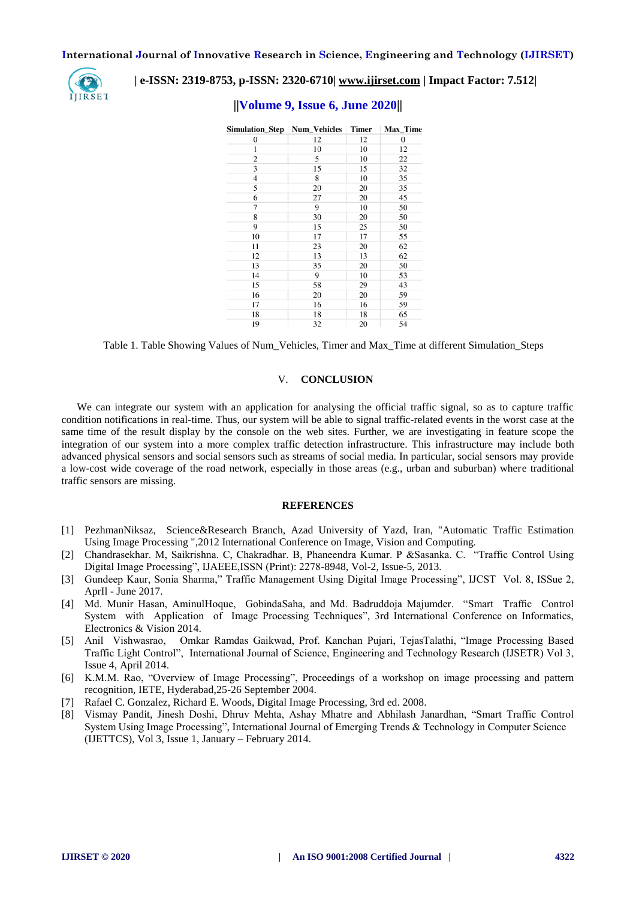| Simulation_Step | Num_Vehicles | Timer | Max_Time |
|---|---|---|---|
| 0 | 12 | 12 | 0 |
| 1 | 10 | 10 | 12 |
| 2 | 5 | 10 | 22 |
| 3 | 15 | 15 | 32 |
| 4 | 8 | 10 | 35 |
| 5 | 20 | 20 | 35 |
| 6 | 27 | 20 | 45 |
| 7 | 9 | 10 | 50 |
| 8 | 30 | 20 | 50 |
| 9 | 15 | 25 | 50 |
| 10 | 17 | 17 | 55 |
| 11 | 23 | 20 | 62 |
| 12 | 13 | 13 | 62 |
| 13 | 35 | 20 | 50 |
| 14 | 9 | 10 | 53 |
| 15 | 58 | 29 | 43 |
| 16 | 20 | 20 | 59 |
| 17 | 16 | 16 | 59 |
| 18 | 18 | 18 | 65 |
| 19 | 32 | 20 | 54 |

Table 1. Table Showing Values of Num_Vehicles, Timer and Max_Time at different Simulation_Steps

## V. CONCLUSION

We can integrate our system with an application for analysing the official traffic signal, so as to capture traffic condition notifications in real-time. Thus, our system will be able to signal traffic-related events in the worst case at the same time of the result display by the console on the web sites. Further, we are investigating in feature scope the integration of our system into a more complex traffic detection infrastructure. This infrastructure may include both advanced physical sensors and social sensors such as streams of social media. In particular, social sensors may provide a low-cost wide coverage of the road network, especially in those areas (e.g., urban and suburban) where traditional traffic sensors are missing.

## REFERENCES

[1] PezhmanNiksaz, Science&Research Branch, Azad University of Yazd, Iran, "Automatic Traffic Estimation Using Image Processing ",2012 International Conference on Image, Vision and Computing.

[2] Chandrasekhar. M, Saikrishna. C, Chakradhar. B, Phaneendra Kumar. P &Sasanka. C. "Traffic Control Using Digital Image Processing", IJAEEE,ISSN (Print): 2278-8948, Vol-2, Issue-5, 2013.

[3] Gundeep Kaur, Sonia Sharma," Traffic Management Using Digital Image Processing", IJCST Vol. 8, ISSue 2, AprIl - June 2017.

[4] Md. Munir Hasan, AminulHoque, GobindaSaha, and Md. Badruddoja Majumder. "Smart Traffic Control System with Application of Image Processing Techniques", 3rd International Conference on Informatics, Electronics & Vision 2014.

[5] Anil Vishwasrao, Omkar Ramdas Gaikwad, Prof. Kanchan Pujari, TejasTalathi, "Image Processing Based Traffic Light Control", International Journal of Science, Engineering and Technology Research (IJSETR) Vol 3, Issue 4, April 2014.

[6] K.M.M. Rao, "Overview of Image Processing", Proceedings of a workshop on image processing and pattern recognition, IETE, Hyderabad,25-26 September 2004.

[7] Rafael C. Gonzalez, Richard E. Woods, Digital Image Processing, 3rd ed. 2008.

[8] Vismay Pandit, Jinesh Doshi, Dhruv Mehta, Ashay Mhatre and Abhilash Janardhan, "Smart Traffic Control System Using Image Processing", International Journal of Emerging Trends & Technology in Computer Science (IJETTCS), Vol 3, Issue 1, January – February 2014.